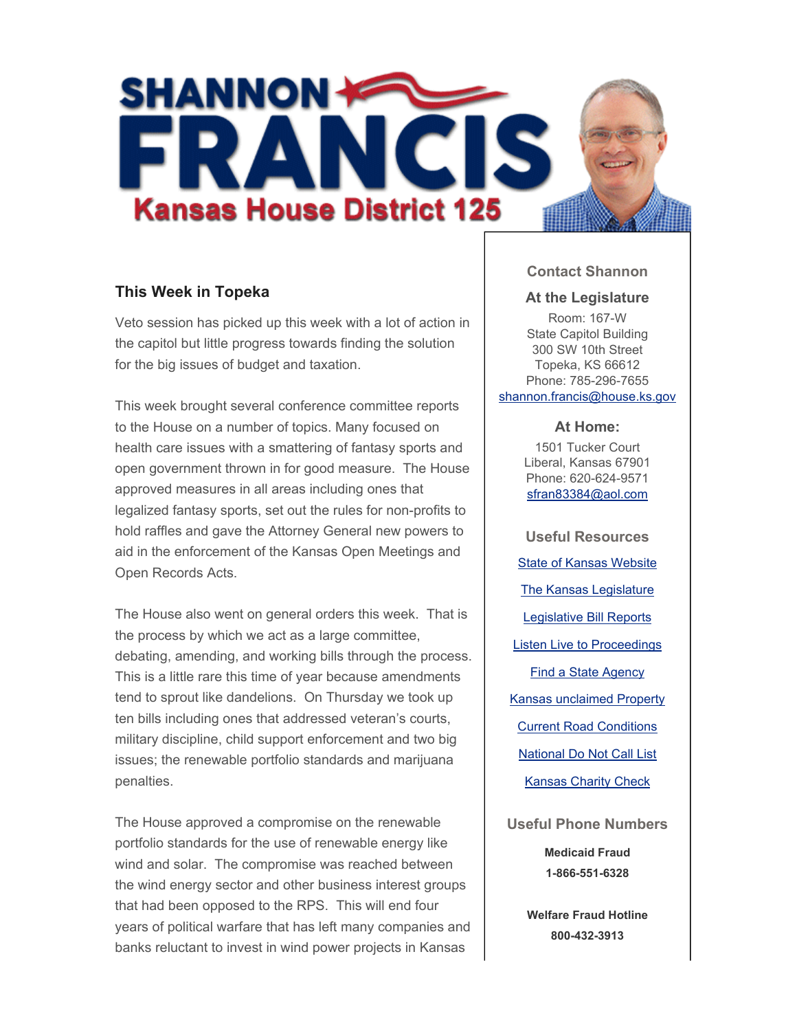# SHANNON FRANCIS

## Kansas House District 125

### This Week in Topeka

Veto session has picked up this week with a lot of action in the capitol but little progress towards finding the solution for the big issues of budget and taxation.

This week brought several conference committee reports to the House on a number of topics. Many focused on health care issues with a smattering of fantasy sports and open government thrown in for good measure. The House approved measures in all areas including ones that legalized fantasy sports, set out the rules for non-profits to hold raffles and gave the Attorney General new powers to aid in the enforcement of the Kansas Open Meetings and Open Records Acts.

The House also went on general orders this week. That is the process by which we act as a large committee, debating, amending, and working bills through the process. This is a little rare this time of year because amendments tend to sprout like dandelions. On Thursday we took up ten bills including ones that addressed veteran's courts, military discipline, child support enforcement and two big issues; the renewable portfolio standards and marijuana penalties.

The House approved a compromise on the renewable portfolio standards for the use of renewable energy like wind and solar. The compromise was reached between the wind energy sector and other business interest groups that had been opposed to the RPS. This will end four years of political warfare that has left many companies and banks reluctant to invest in wind power projects in Kansas

### Contact Shannon

**At the Legislature**

Room: 167-W
State Capitol Building
300 SW 10th Street
Topeka, KS 66612
Phone: 785-296-7655
shannon.francis@house.ks.gov

**At Home:**

1501 Tucker Court
Liberal, Kansas 67901
Phone: 620-624-9571
sfran83384@aol.com

### Useful Resources

- State of Kansas Website
- The Kansas Legislature
- Legislative Bill Reports
- Listen Live to Proceedings
- Find a State Agency
- Kansas unclaimed Property
- Current Road Conditions
- National Do Not Call List
- Kansas Charity Check

### Useful Phone Numbers

**Medicaid Fraud**
**1-866-551-6328**

**Welfare Fraud Hotline**
**800-432-3913**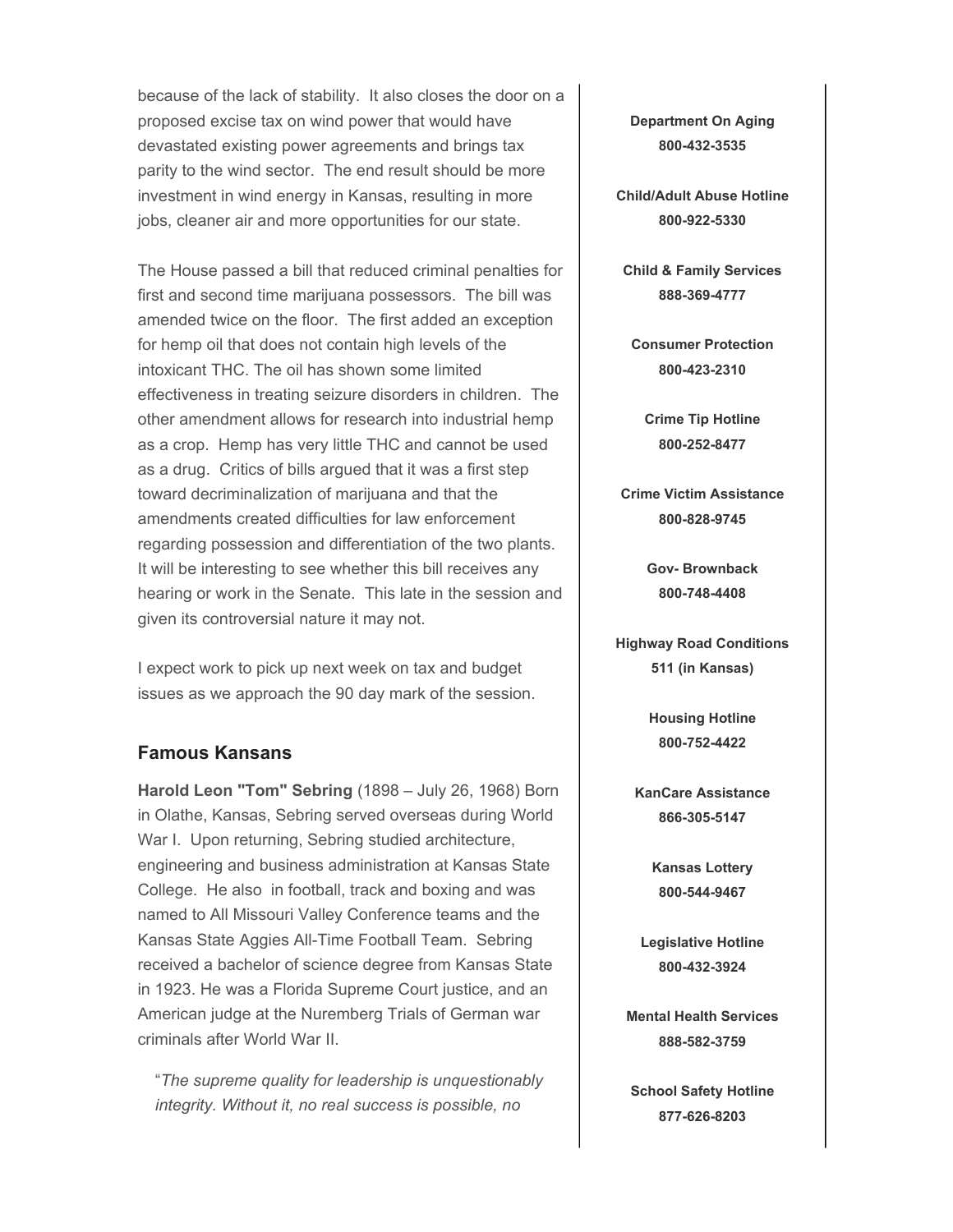because of the lack of stability. It also closes the door on a proposed excise tax on wind power that would have devastated existing power agreements and brings tax parity to the wind sector. The end result should be more investment in wind energy in Kansas, resulting in more jobs, cleaner air and more opportunities for our state.

The House passed a bill that reduced criminal penalties for first and second time marijuana possessors. The bill was amended twice on the floor. The first added an exception for hemp oil that does not contain high levels of the intoxicant THC. The oil has shown some limited effectiveness in treating seizure disorders in children. The other amendment allows for research into industrial hemp as a crop. Hemp has very little THC and cannot be used as a drug. Critics of bills argued that it was a first step toward decriminalization of marijuana and that the amendments created difficulties for law enforcement regarding possession and differentiation of the two plants. It will be interesting to see whether this bill receives any hearing or work in the Senate. This late in the session and given its controversial nature it may not.

I expect work to pick up next week on tax and budget issues as we approach the 90 day mark of the session.

## Famous Kansans

**Harold Leon "Tom" Sebring** (1898 – July 26, 1968) Born in Olathe, Kansas, Sebring served overseas during World War I. Upon returning, Sebring studied architecture, engineering and business administration at Kansas State College. He also in football, track and boxing and was named to All Missouri Valley Conference teams and the Kansas State Aggies All-Time Football Team. Sebring received a bachelor of science degree from Kansas State in 1923. He was a Florida Supreme Court justice, and an American judge at the Nuremberg Trials of German war criminals after World War II.

> "*The supreme quality for leadership is unquestionably integrity. Without it, no real success is possible, no*

**Department On Aging**
**800-432-3535**

**Child/Adult Abuse Hotline**
**800-922-5330**

**Child & Family Services**
**888-369-4777**

**Consumer Protection**
**800-423-2310**

**Crime Tip Hotline**
**800-252-8477**

**Crime Victim Assistance**
**800-828-9745**

**Gov- Brownback**
**800-748-4408**

**Highway Road Conditions**
**511 (in Kansas)**

**Housing Hotline**
**800-752-4422**

**KanCare Assistance**
**866-305-5147**

**Kansas Lottery**
**800-544-9467**

**Legislative Hotline**
**800-432-3924**

**Mental Health Services**
**888-582-3759**

**School Safety Hotline**
**877-626-8203**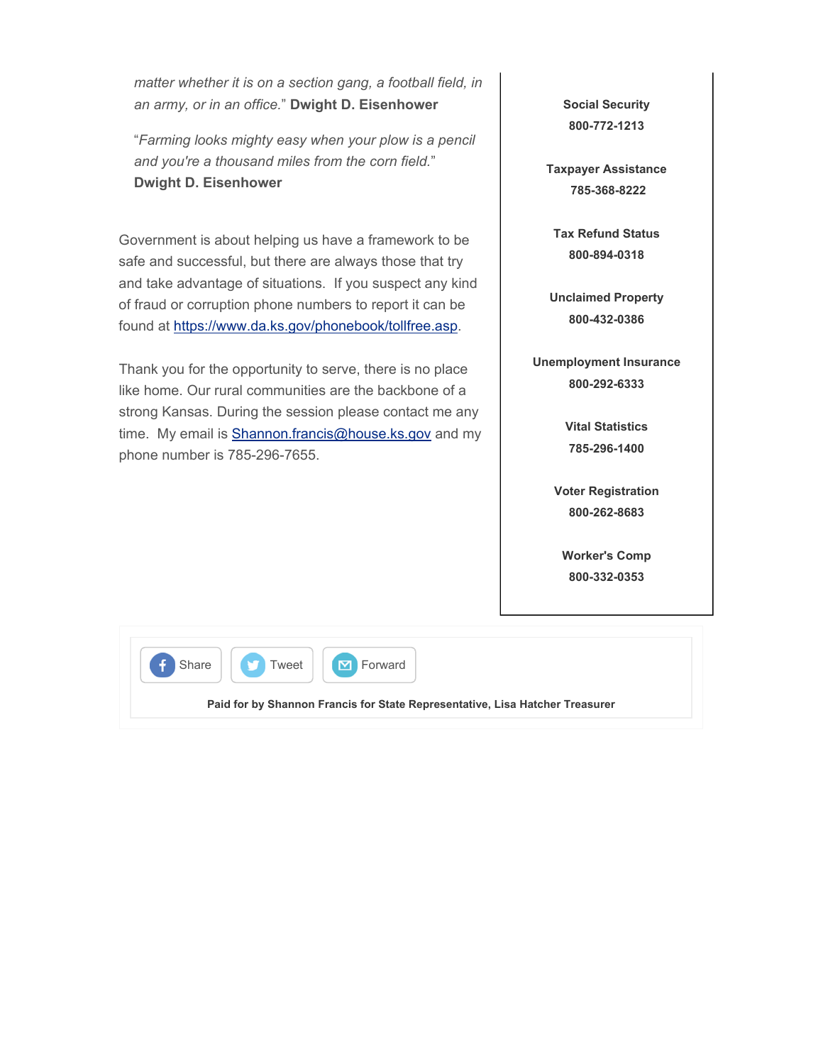*matter whether it is on a section gang, a football field, in an army, or in an office.*" **Dwight D. Eisenhower**

"*Farming looks mighty easy when your plow is a pencil and you're a thousand miles from the corn field.*" **Dwight D. Eisenhower**

Government is about helping us have a framework to be safe and successful, but there are always those that try and take advantage of situations. If you suspect any kind of fraud or corruption phone numbers to report it can be found at https://www.da.ks.gov/phonebook/tollfree.asp.

Thank you for the opportunity to serve, there is no place like home. Our rural communities are the backbone of a strong Kansas. During the session please contact me any time. My email is Shannon.francis@house.ks.gov and my phone number is 785-296-7655.

**Social Security**
**800-772-1213**

**Taxpayer Assistance**
**785-368-8222**

**Tax Refund Status**
**800-894-0318**

**Unclaimed Property**
**800-432-0386**

**Unemployment Insurance**
**800-292-6333**

**Vital Statistics**
**785-296-1400**

**Voter Registration**
**800-262-8683**

**Worker's Comp**
**800-332-0353**

Share Tweet Forward

**Paid for by Shannon Francis for State Representative, Lisa Hatcher Treasurer**